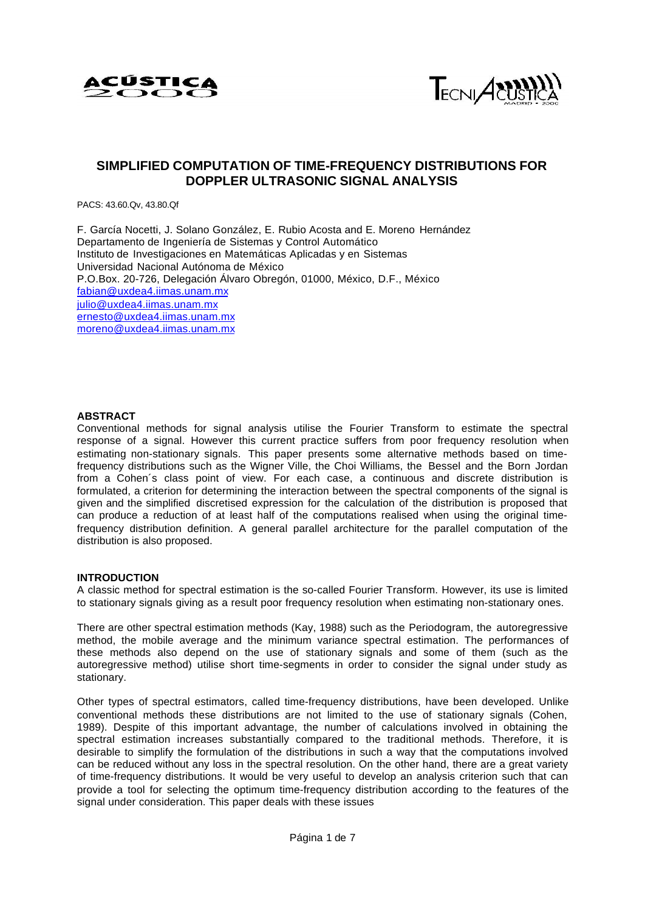# SIMPLIFIED COMPUTATION OF TIME-FREQUENCY DISTRIBUTIONS FOR DOPPLER ULTRASONIC SIGNAL ANALYSIS

PACS: 43.60.Qv, 43.80.Qf

F. García Nocetti, J. Solano González, E. Rubio Acosta and E. Moreno Hernández
Departamento de Ingeniería de Sistemas y Control Automático
Instituto de Investigaciones en Matemáticas Aplicadas y en Sistemas
Universidad Nacional Autónoma de México
P.O.Box. 20-726, Delegación Álvaro Obregón, 01000, México, D.F., México
fabian@uxdea4.iimas.unam.mx
julio@uxdea4.iimas.unam.mx
ernesto@uxdea4.iimas.unam.mx
moreno@uxdea4.iimas.unam.mx

## ABSTRACT

Conventional methods for signal analysis utilise the Fourier Transform to estimate the spectral response of a signal. However this current practice suffers from poor frequency resolution when estimating non-stationary signals. This paper presents some alternative methods based on time-frequency distributions such as the Wigner Ville, the Choi Williams, the Bessel and the Born Jordan from a Cohen´s class point of view. For each case, a continuous and discrete distribution is formulated, a criterion for determining the interaction between the spectral components of the signal is given and the simplified discretised expression for the calculation of the distribution is proposed that can produce a reduction of at least half of the computations realised when using the original time-frequency distribution definition. A general parallel architecture for the parallel computation of the distribution is also proposed.

## INTRODUCTION

A classic method for spectral estimation is the so-called Fourier Transform. However, its use is limited to stationary signals giving as a result poor frequency resolution when estimating non-stationary ones.

There are other spectral estimation methods (Kay, 1988) such as the Periodogram, the autoregressive method, the mobile average and the minimum variance spectral estimation. The performances of these methods also depend on the use of stationary signals and some of them (such as the autoregressive method) utilise short time-segments in order to consider the signal under study as stationary.

Other types of spectral estimators, called time-frequency distributions, have been developed. Unlike conventional methods these distributions are not limited to the use of stationary signals (Cohen, 1989). Despite of this important advantage, the number of calculations involved in obtaining the spectral estimation increases substantially compared to the traditional methods. Therefore, it is desirable to simplify the formulation of the distributions in such a way that the computations involved can be reduced without any loss in the spectral resolution. On the other hand, there are a great variety of time-frequency distributions. It would be very useful to develop an analysis criterion such that can provide a tool for selecting the optimum time-frequency distribution according to the features of the signal under consideration. This paper deals with these issues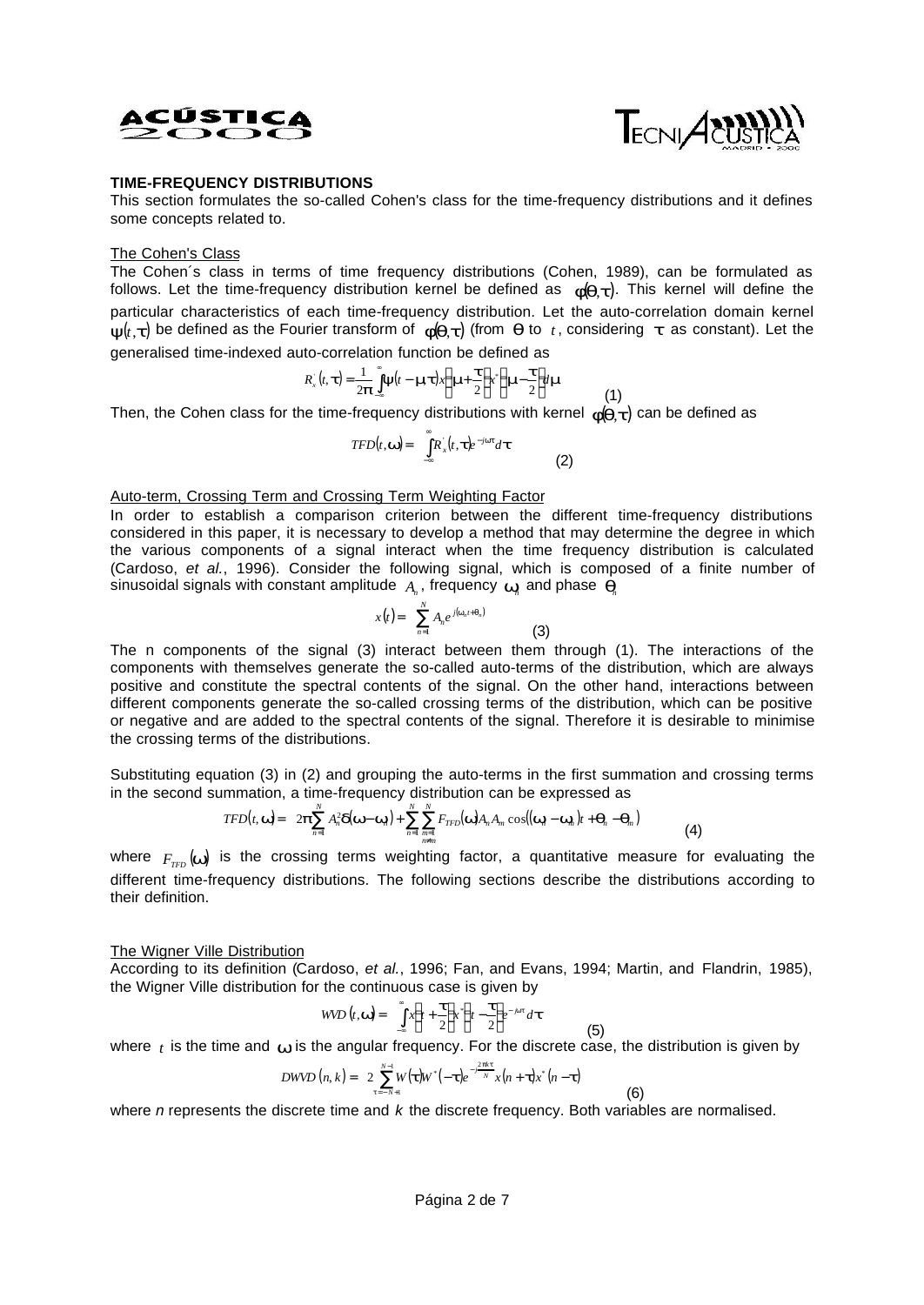**TIME-FREQUENCY DISTRIBUTIONS**

This section formulates the so-called Cohen's class for the time-frequency distributions and it defines some concepts related to.

The Cohen's Class

The Cohen´s class in terms of time frequency distributions (Cohen, 1989), can be formulated as follows. Let the time-frequency distribution kernel be defined as $\phi(\theta,\tau)$. This kernel will define the particular characteristics of each time-frequency distribution. Let the auto-correlation domain kernel $\psi(t,\tau)$ be defined as the Fourier transform of $\phi(\theta,\tau)$ (from $\theta$ to $t$, considering $\tau$ as constant). Let the generalised time-indexed auto-correlation function be defined as

$$R_x^{'}(t,\tau)=\frac{1}{2\pi}\int_{-\infty}^{\infty}\psi(t-\mu,\tau)x\left(\mu+\frac{\tau}{2}\right)x^{*}\left(\mu-\frac{\tau}{2}\right)d\mu \tag{1}$$

Then, the Cohen class for the time-frequency distributions with kernel $\phi(\theta,\tau)$ can be defined as

$$TFD(t,\omega)=\int_{-\infty}^{\infty}R_x^{'}(t,\tau)e^{-j\omega\tau}d\tau \tag{2}$$

Auto-term, Crossing Term and Crossing Term Weighting Factor

In order to establish a comparison criterion between the different time-frequency distributions considered in this paper, it is necessary to develop a method that may determine the degree in which the various components of a signal interact when the time frequency distribution is calculated (Cardoso, *et al.*, 1996). Consider the following signal, which is composed of a finite number of sinusoidal signals with constant amplitude $A_n$, frequency $\omega_n$ and phase $\theta_n$

$$x(t)=\sum_{n=1}^{N}A_n e^{j(\omega_n t+\theta_n)} \tag{3}$$

The n components of the signal (3) interact between them through (1). The interactions of the components with themselves generate the so-called auto-terms of the distribution, which are always positive and constitute the spectral contents of the signal. On the other hand, interactions between different components generate the so-called crossing terms of the distribution, which can be positive or negative and are added to the spectral contents of the signal. Therefore it is desirable to minimise the crossing terms of the distributions.

Substituting equation (3) in (2) and grouping the auto-terms in the first summation and crossing terms in the second summation, a time-frequency distribution can be expressed as

$$TFD(t,\omega)=2\pi\sum_{n=1}^{N}A_n^2\delta(\omega-\omega_n)+\sum_{n=1}^{N}\sum_{\substack{m=1\\n\neq m}}^{N}F_{TFD}(\omega)A_n A_m\cos((\omega_n-\omega_m)t+\theta_n-\theta_m) \tag{4}$$

where $F_{TFD}(\omega)$ is the crossing terms weighting factor, a quantitative measure for evaluating the different time-frequency distributions. The following sections describe the distributions according to their definition.

The Wigner Ville Distribution

According to its definition (Cardoso, *et al.*, 1996; Fan, and Evans, 1994; Martin, and Flandrin, 1985), the Wigner Ville distribution for the continuous case is given by

$$WVD(t,\omega)=\int_{-\infty}^{\infty}x\left(t+\frac{\tau}{2}\right)x^{*}\left(t-\frac{\tau}{2}\right)e^{-j\omega\tau}d\tau \tag{5}$$

where $t$ is the time and $\omega$ is the angular frequency. For the discrete case, the distribution is given by

$$DWVD(n,k)=2\sum_{\tau=-N+1}^{N-1}W(\tau)W^{*}(-\tau)e^{-j\frac{2\pi k\tau}{N}}x(n+\tau)x^{*}(n-\tau) \tag{6}$$

where *n* represents the discrete time and *k* the discrete frequency. Both variables are normalised.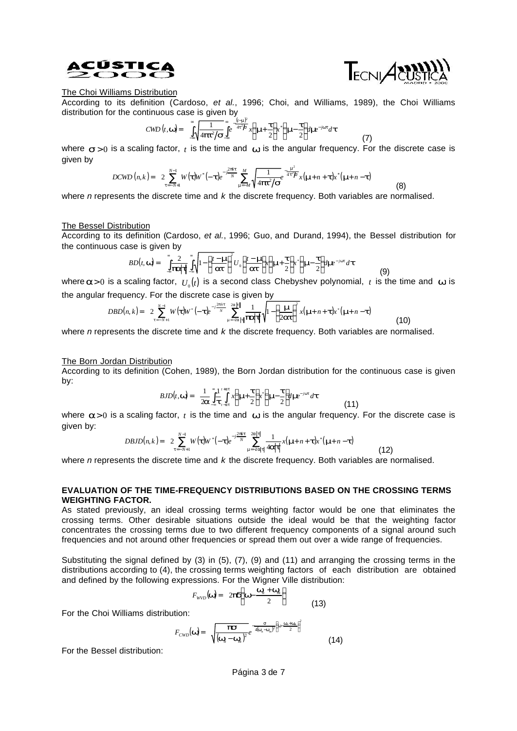The Choi Williams Distribution

According to its definition (Cardoso, *et al.*, 1996; Choi, and Williams, 1989), the Choi Williams distribution for the continuous case is given by

$$CWD(t,\omega) = \int_{-\infty}^{\infty} \sqrt{\frac{1}{4\pi\tau^2/\sigma}} \int_{-\infty}^{\infty} e^{-\frac{(t-\mu)^2}{4\tau^2/\sigma}} x\left(\mu+\frac{\tau}{2}\right) x^*\left(\mu-\frac{\tau}{2}\right) d\mu \, e^{-j\omega\tau} d\tau \qquad (7)$$

where $\sigma > 0$ is a scaling factor, $t$ is the time and $\omega$ is the angular frequency. For the discrete case is given by

$$DCWD(n,k) = 2\sum_{\tau=-N+1}^{N-1} W(\tau) W^*(-\tau) e^{-j\frac{2\pi k\tau}{N}} \sum_{\mu=-M}^{M} \sqrt{\frac{1}{4\pi\tau^2/\sigma}} e^{-\frac{\mu^2}{4\tau^2/\sigma}} x(\mu+n+\tau) x^*(\mu+n-\tau) \qquad (8)$$

where *n* represents the discrete time and *k* the discrete frequency. Both variables are normalised.

The Bessel Distribution

According to its definition (Cardoso, *et al.*, 1996; Guo, and Durand, 1994), the Bessel distribution for the continuous case is given by

$$BD(t,\omega) = \int_{-\infty}^{\infty} \frac{2}{\pi\alpha|\tau|} \int_{-\infty}^{\infty} \sqrt{1-\left(\frac{t-\mu}{\alpha\tau}\right)^2}\, U_0\left(\frac{t-\mu}{\alpha\tau}\right) x\left(\mu+\frac{\tau}{2}\right) x^*\left(\mu-\frac{\tau}{2}\right) d\mu \, e^{-j\omega\tau} d\tau \qquad (9)$$

where $\alpha > 0$ is a scaling factor, $U_0(t)$ is a second class Chebyshev polynomial, $t$ is the time and $\omega$ is the angular frequency. For the discrete case is given by

$$DBD(n,k) = 2\sum_{\tau=-N+1}^{N-1} W(\tau) W^*(-\tau) e^{-j\frac{2\pi k\tau}{N}} \sum_{\mu=-2\alpha|\tau|}^{2\alpha|\tau|} \frac{1}{\pi\alpha|\tau|} \sqrt{1-\left(\frac{\mu}{2\alpha\tau}\right)^2}\, x(\mu+n+\tau) x^*(\mu+n-\tau) \qquad (10)$$

where *n* represents the discrete time and *k* the discrete frequency. Both variables are normalised.

The Born Jordan Distribution

According to its definition (Cohen, 1989), the Born Jordan distribution for the continuous case is given by:

$$BJD(t,\omega) = \frac{1}{2\alpha} \int_{-\infty}^{\infty} \frac{1}{\tau} \int_{t-\alpha\tau}^{t+\alpha\tau} x\left(\mu+\frac{\tau}{2}\right) x^*\left(\mu-\frac{\tau}{2}\right) d\mu \, e^{-j\omega\tau} d\tau \qquad (11)$$

where $\alpha > 0$ is a scaling factor, $t$ is the time and $\omega$ is the angular frequency. For the discrete case is given by:

$$DBJD(n,k) = 2\sum_{\tau=-N+1}^{N-1} W(\tau) W^*(-\tau) e^{-j\frac{2\pi k\tau}{N}} \sum_{\mu=-2\alpha|\tau|}^{2\alpha|\tau|} \frac{1}{4\alpha|\tau|} x(\mu+n+\tau) x^*(\mu+n-\tau) \qquad (12)$$

where *n* represents the discrete time and *k* the discrete frequency. Both variables are normalised.

**EVALUATION OF THE TIME-FREQUENCY DISTRIBUTIONS BASED ON THE CROSSING TERMS WEIGHTING FACTOR.**

As stated previously, an ideal crossing terms weighting factor would be one that eliminates the crossing terms. Other desirable situations outside the ideal would be that the weighting factor concentrates the crossing terms due to two different frequency components of a signal around such frequencies and not around other frequencies or spread them out over a wide range of frequencies.

Substituting the signal defined by (3) in (5), (7), (9) and (11) and arranging the crossing terms in the distributions according to (4), the crossing terms weighting factors of each distribution are obtained and defined by the following expressions. For the Wigner Ville distribution:

$$F_{WVD}(\omega) = 2\pi\delta\left(\omega - \frac{\omega_n + \omega_m}{2}\right) \qquad (13)$$

For the Choi Williams distribution:

$$F_{CWD}(\omega) = \sqrt{\frac{\pi\sigma}{(\omega_n - \omega_m)^2}}\, e^{-\frac{\sigma}{4(\omega_n-\omega_m)^2}\left(\omega - \frac{\omega_n+\omega_m}{2}\right)^2} \qquad (14)$$

For the Bessel distribution: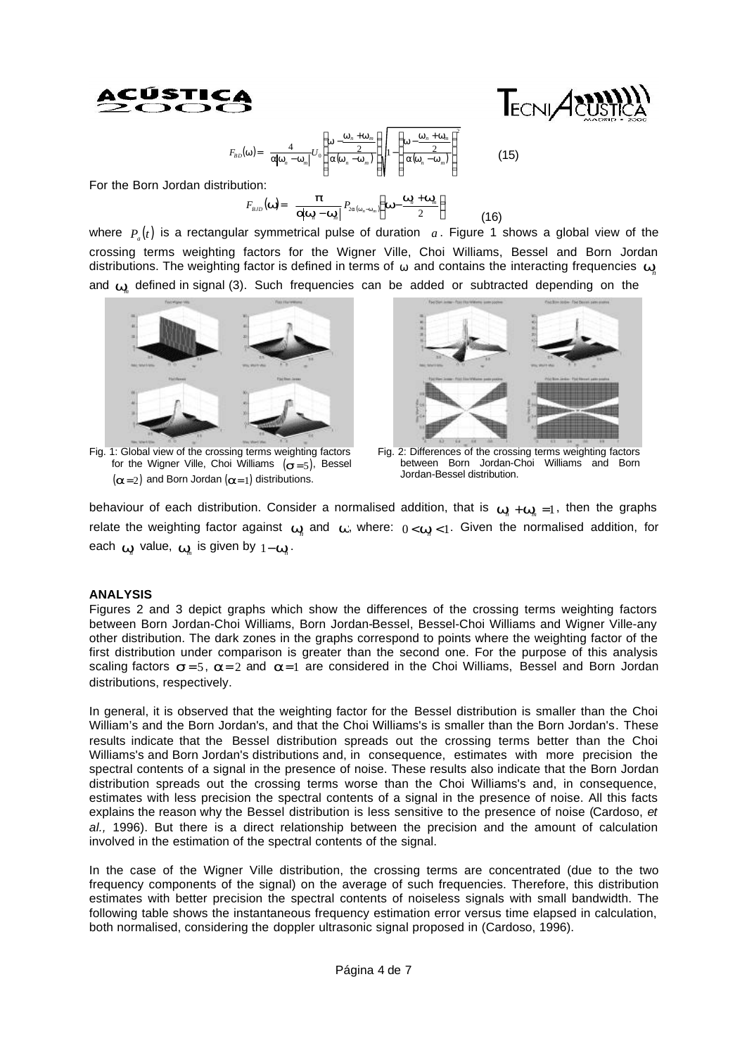$$F_{BD}(\omega) = \frac{4}{\alpha|\omega_n - \omega_m|} U_0 \left( \frac{\omega - \frac{\omega_n + \omega_m}{2}}{\alpha(\omega_n - \omega_m)} \right) \sqrt{1 - \left( \frac{\omega - \frac{\omega_n + \omega_m}{2}}{\alpha(\omega_n - \omega_m)} \right)^2} \qquad (15)$$

For the Born Jordan distribution:

$$F_{BJD}(\omega) = \frac{\pi}{\alpha|\omega_n - \omega_m|} P_{2\alpha(\omega_n - \omega_m)}\left( \omega - \frac{\omega_n + \omega_m}{2} \right) \qquad (16)$$

where $P_a(t)$ is a rectangular symmetrical pulse of duration $a$. Figure 1 shows a global view of the crossing terms weighting factors for the Wigner Ville, Choi Williams, Bessel and Born Jordan distributions. The weighting factor is defined in terms of $\omega$ and contains the interacting frequencies $\omega_n$ and $\omega_m$ defined in signal (3). Such frequencies can be added or subtracted depending on the behaviour of each distribution. Consider a normalised addition, that is $\omega_n + \omega_m = 1$, then the graphs relate the weighting factor against $\omega_n$ and $\omega$, where: $0 < \omega_n < 1$. Given the normalised addition, for each $\omega_n$ value, $\omega_m$ is given by $1 - \omega_n$.

Fig. 1: Global view of the crossing terms weighting factors for the Wigner Ville, Choi Williams $(\sigma = 5)$, Bessel $(\alpha = 2)$ and Born Jordan $(\alpha = 1)$ distributions.

Fig. 2: Differences of the crossing terms weighting factors between Born Jordan-Choi Williams and Born Jordan-Bessel distribution.

## ANALYSIS

Figures 2 and 3 depict graphs which show the differences of the crossing terms weighting factors between Born Jordan-Choi Williams, Born Jordan-Bessel, Bessel-Choi Williams and Wigner Ville-any other distribution. The dark zones in the graphs correspond to points where the weighting factor of the first distribution under comparison is greater than the second one. For the purpose of this analysis scaling factors $\sigma = 5$, $\alpha = 2$ and $\alpha = 1$ are considered in the Choi Williams, Bessel and Born Jordan distributions, respectively.

In general, it is observed that the weighting factor for the Bessel distribution is smaller than the Choi William's and the Born Jordan's, and that the Choi Williams's is smaller than the Born Jordan's. These results indicate that the Bessel distribution spreads out the crossing terms better than the Choi Williams's and Born Jordan's distributions and, in consequence, estimates with more precision the spectral contents of a signal in the presence of noise. These results also indicate that the Born Jordan distribution spreads out the crossing terms worse than the Choi Williams's and, in consequence, estimates with less precision the spectral contents of a signal in the presence of noise. All this facts explains the reason why the Bessel distribution is less sensitive to the presence of noise (Cardoso, *et al.,* 1996). But there is a direct relationship between the precision and the amount of calculation involved in the estimation of the spectral contents of the signal.

In the case of the Wigner Ville distribution, the crossing terms are concentrated (due to the two frequency components of the signal) on the average of such frequencies. Therefore, this distribution estimates with better precision the spectral contents of noiseless signals with small bandwidth. The following table shows the instantaneous frequency estimation error versus time elapsed in calculation, both normalised, considering the doppler ultrasonic signal proposed in (Cardoso, 1996).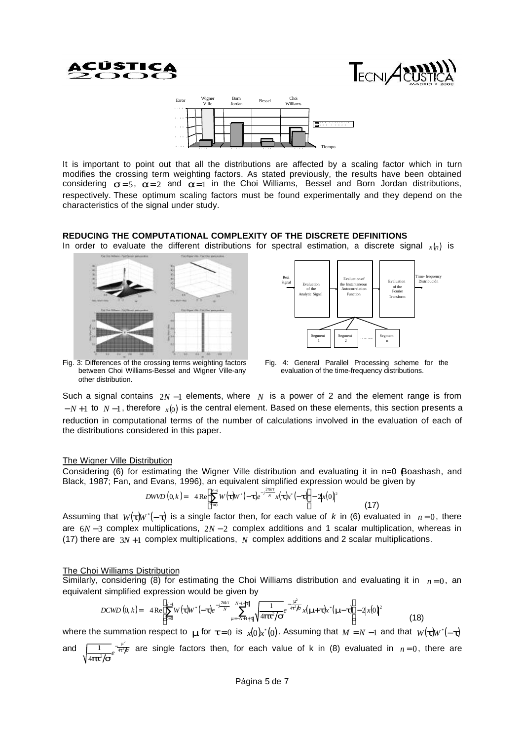It is important to point out that all the distributions are affected by a scaling factor which in turn modifies the crossing term weighting factors. As stated previously, the results have been obtained considering $\sigma = 5$, $\alpha = 2$ and $\alpha = 1$ in the Choi Williams, Bessel and Born Jordan distributions, respectively. These optimum scaling factors must be found experimentally and they depend on the characteristics of the signal under study.

## REDUCING THE COMPUTATIONAL COMPLEXITY OF THE DISCRETE DEFINITIONS

In order to evaluate the different distributions for spectral estimation, a discrete signal $x(n)$ is

Fig. 3: Differences of the crossing terms weighting factors between Choi Williams-Bessel and Wigner Ville-any other distribution.

Fig. 4: General Parallel Processing scheme for the evaluation of the time-frequency distributions.

Such a signal contains $2N-1$ elements, where $N$ is a power of 2 and the element range is from $-N+1$ to $N-1$, therefore $x(0)$ is the central element. Based on these elements, this section presents a reduction in computational terms of the number of calculations involved in the evaluation of each of the distributions considered in this paper.

### The Wigner Ville Distribution

Considering (6) for estimating the Wigner Ville distribution and evaluating it in n=0 (Boashash, and Black, 1987; Fan, and Evans, 1996), an equivalent simplified expression would be given by

$$DWVD(0,k) = 4\,\mathrm{Re}\left[\sum_{\tau=0}^{N-1} W(\tau)W^*(-\tau)e^{-j\frac{2\pi k\tau}{N}}x(\tau)x^*(-\tau)\right] - 2|x(0)|^2 \tag{17}$$

Assuming that $W(\tau)W^*(-\tau)$ is a single factor then, for each value of $k$ in (6) evaluated in $n=0$, there are $6N-3$ complex multiplications, $2N-2$ complex additions and 1 scalar multiplication, whereas in (17) there are $3N+1$ complex multiplications, $N$ complex additions and 2 scalar multiplications.

### The Choi Williams Distribution

Similarly, considering (8) for estimating the Choi Williams distribution and evaluating it in $n=0$, an equivalent simplified expression would be given by

$$DCWD(0,k) = 4\,\mathrm{Re}\left[\sum_{\tau=0}^{N-1} W(\tau)W^*(-\tau)e^{-j\frac{2\pi k\tau}{N}} \sum_{\mu=-N+1+|\tau|}^{N-1-|\tau|} \sqrt{\frac{1}{4\pi\tau^2/\sigma}}\,e^{-\frac{\mu^2}{4\tau^2/\sigma}}x(\mu+\tau)x^*(\mu-\tau)\right] - 2|x(0)|^2 \tag{18}$$

where the summation respect to $\mu$ for $\tau = 0$ is $x(0)x^*(0)$. Assuming that $M = N-1$ and that $W(\tau)W^*(-\tau)$ and $\sqrt{\frac{1}{4\pi\tau^2/\sigma}}\,e^{-\frac{\mu^2}{4\tau^2/\sigma}}$ are single factors then, for each value of k in (8) evaluated in $n=0$, there are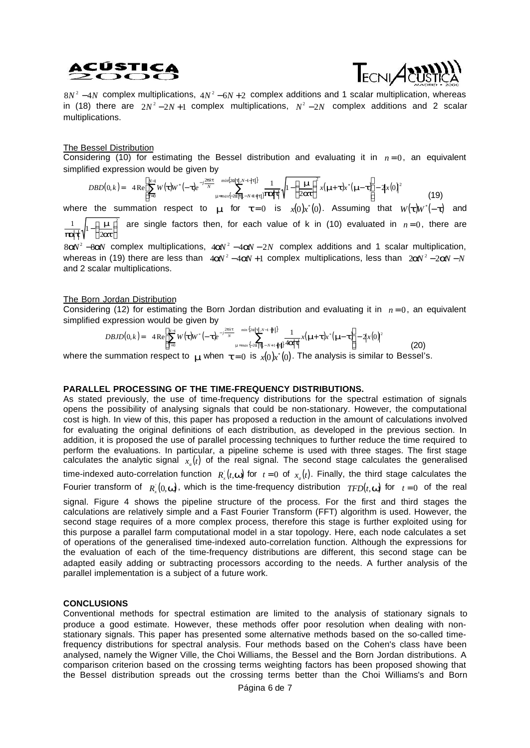$8N^2 - 4N$ complex multiplications, $4N^2 - 6N + 2$ complex additions and 1 scalar multiplication, whereas in (18) there are $2N^2 - 2N + 1$ complex multiplications, $N^2 - 2N$ complex additions and 2 scalar multiplications.

### The Bessel Distribution

Considering (10) for estimating the Bessel distribution and evaluating it in $n = 0$, an equivalent simplified expression would be given by

$$DBD(0,k) = 4\,\mathrm{Re}\left\{\sum_{\tau=0}^{N-1} W(\tau)W^*(-\tau)e^{-j\frac{2\pi k\tau}{N}} \sum_{\mu=\max\{-2\alpha|\tau|,-N+1+|\tau|\}}^{\min\{2\alpha|\tau|,N-1-|\tau|\}} \frac{1}{\pi\alpha|\tau|}\sqrt{1-\left(\frac{\mu}{2\alpha\tau}\right)^2}\, x(\mu+\tau)x^*(\mu-\tau)\right\} - 2|x(0)|^2 \tag{19}$$

where the summation respect to $\mu$ for $\tau = 0$ is $x(0)x^*(0)$. Assuming that $W(\tau)W^*(-\tau)$ and $\frac{1}{\pi\alpha|\tau|}\sqrt{1-\left(\frac{\mu}{2\alpha\tau}\right)^2}$ are single factors then, for each value of k in (10) evaluated in $n = 0$, there are $8\alpha N^2 - 8\alpha N$ complex multiplications, $4\alpha N^2 - 4\alpha N - 2N$ complex additions and 1 scalar multiplication, whereas in (19) there are less than $4\alpha N^2 - 4\alpha N + 1$ complex multiplications, less than $2\alpha N^2 - 2\alpha N - N$ and 2 scalar multiplications.

### The Born Jordan Distribution

Considering (12) for estimating the Born Jordan distribution and evaluating it in $n = 0$, an equivalent simplified expression would be given by

$$DBJD(0,k) = 4\,\mathrm{Re}\left\{\sum_{\tau=0}^{N-1} W(\tau)W^*(-\tau)e^{-j\frac{2\pi k\tau}{N}} \sum_{\mu=\max\{-2\alpha|\tau|,-N+1+|\tau|\}}^{\min\{2\alpha|\tau|,N-1-|\tau|\}} \frac{1}{4\alpha|\tau|} x(\mu+\tau)x^*(\mu-\tau)\right\} - 2|x(0)|^2 \tag{20}$$

where the summation respect to $\mu$ when $\tau = 0$ is $x(0)x^*(0)$. The analysis is similar to Bessel's.

## PARALLEL PROCESSING OF THE TIME-FREQUENCY DISTRIBUTIONS.

As stated previously, the use of time-frequency distributions for the spectral estimation of signals opens the possibility of analysing signals that could be non-stationary. However, the computational cost is high. In view of this, this paper has proposed a reduction in the amount of calculations involved for evaluating the original definitions of each distribution, as developed in the previous section. In addition, it is proposed the use of parallel processing techniques to further reduce the time required to perform the evaluations. In particular, a pipeline scheme is used with three stages. The first stage calculates the analytic signal $x_a(t)$ of the real signal. The second stage calculates the generalised time-indexed auto-correlation function $R_x^{'}(t,\omega)$ for $t = 0$ of $x_a(t)$. Finally, the third stage calculates the Fourier transform of $R_x^{'}(0,\omega)$, which is the time-frequency distribution $TFD(t,\omega)$ for $t = 0$ of the real signal. Figure 4 shows the pipeline structure of the process. For the first and third stages the calculations are relatively simple and a Fast Fourier Transform (FFT) algorithm is used. However, the second stage requires of a more complex process, therefore this stage is further exploited using for this purpose a parallel farm computational model in a star topology. Here, each node calculates a set of operations of the generalised time-indexed auto-correlation function. Although the expressions for the evaluation of each of the time-frequency distributions are different, this second stage can be adapted easily adding or subtracting processors according to the needs. A further analysis of the parallel implementation is a subject of a future work.

## CONCLUSIONS

Conventional methods for spectral estimation are limited to the analysis of stationary signals to produce a good estimate. However, these methods offer poor resolution when dealing with non-stationary signals. This paper has presented some alternative methods based on the so-called time-frequency distributions for spectral analysis. Four methods based on the Cohen's class have been analysed, namely the Wigner Ville, the Choi Williams, the Bessel and the Born Jordan distributions. A comparison criterion based on the crossing terms weighting factors has been proposed showing that the Bessel distribution spreads out the crossing terms better than the Choi Williams's and Born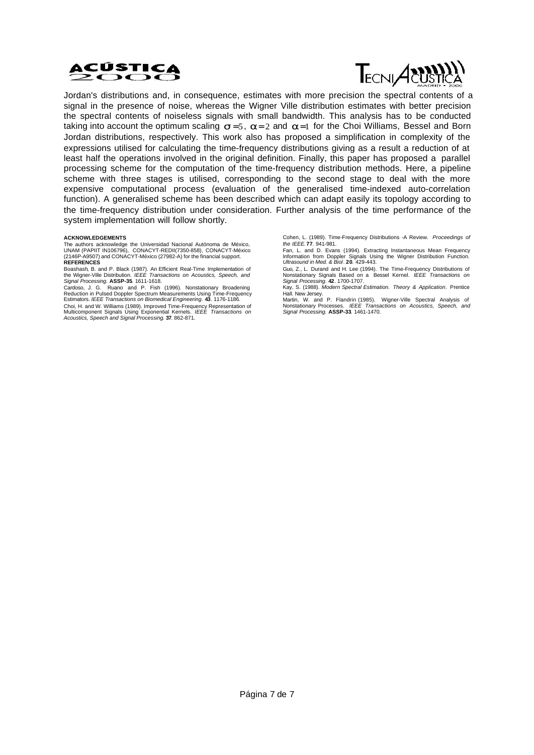Jordan's distributions and, in consequence, estimates with more precision the spectral contents of a signal in the presence of noise, whereas the Wigner Ville distribution estimates with better precision the spectral contents of noiseless signals with small bandwidth. This analysis has to be conducted taking into account the optimum scaling $\sigma = 5$, $\alpha = 2$ and $\alpha = 1$ for the Choi Williams, Bessel and Born Jordan distributions, respectively. This work also has proposed a simplification in complexity of the expressions utilised for calculating the time-frequency distributions giving as a result a reduction of at least half the operations involved in the original definition. Finally, this paper has proposed a parallel processing scheme for the computation of the time-frequency distribution methods. Here, a pipeline scheme with three stages is utilised, corresponding to the second stage to deal with the more expensive computational process (evaluation of the generalised time-indexed auto-correlation function). A generalised scheme has been described which can adapt easily its topology according to the time-frequency distribution under consideration. Further analysis of the time performance of the system implementation will follow shortly.

**ACKNOWLEDGEMENTS**

The authors acknowledge the Universidad Nacional Autónoma de México, UNAM (PAPIIT IN106796), CONACYT-REDII(7350-858), CONACYT-México (2146P-A9507) and CONACYT-México (27982-A) for the financial support.

**REFERENCES**

Boashash, B. and P. Black (1987). An Efficient Real-Time Implementation of the Wigner-Ville Distribution. *IEEE Transactions on Acoustics, Speech, and Signal Processing*. **ASSP-35**. 1611-1618.

Cardoso, J. G. Ruano and P. Fish (1996). Nonstationary Broadening Reduction in Pulsed Doppler Spectrum Measurements Using Time-Frequency Estimators. *IEEE Transactions on Biomedical Engineering*. **43**. 1176-1186.

Choi, H. and W. Williams (1989). Improved Time-Frequency Representation of Multicomponent Signals Using Exponential Kernels. *IEEE Transactions on Acoustics, Speech and Signal Processing*. **37**. 862-871.

Cohen, L. (1989). Time-Frequency Distributions -A Review. *Proceedings of the IEEE*. **77**. 941-981.

Fan, L. and D. Evans (1994). Extracting Instantaneous Mean Frequency Information from Doppler Signals Using the Wigner Distribution Function. *Ultrasound in Med. & Biol*. **20**. 429-443.

Guo, Z., L. Durand and H. Lee (1994). The Time-Frequency Distributions of Nonstationary Signals Based on a Bessel Kernel. *IEEE Transactions on Signal Processing*. **42**. 1700-1707.

Kay, S. (1988). *Modern Spectral Estimation. Theory & Application*. Prentice Hall. New Jersey.

Martin, W. and P. Flandrin (1985). Wigner-Ville Spectral Analysis of Nonstationary Processes. *IEEE Transactions on Acoustics, Speech, and Signal Processing*. **ASSP-33**. 1461-1470.